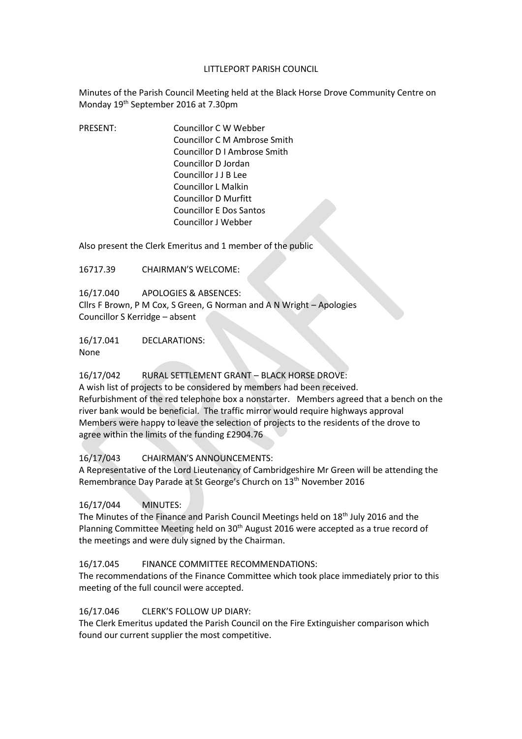# LITTLEPORT PARISH COUNCIL

Minutes of the Parish Council Meeting held at the Black Horse Drove Community Centre on Monday 19th September 2016 at 7.30pm

PRESENT:
- Councillor C W Webber
- Councillor C M Ambrose Smith
- Councillor D I Ambrose Smith
- Councillor D Jordan
- Councillor J J B Lee
- Councillor L Malkin
- Councillor D Murfitt
- Councillor E Dos Santos
- Councillor J Webber

Also present the Clerk Emeritus and 1 member of the public

16717.39 CHAIRMAN'S WELCOME:

16/17.040 APOLOGIES & ABSENCES:
Cllrs F Brown, P M Cox, S Green, G Norman and A N Wright – Apologies
Councillor S Kerridge – absent

16/17.041 DECLARATIONS:
None

16/17/042 RURAL SETTLEMENT GRANT – BLACK HORSE DROVE:
A wish list of projects to be considered by members had been received.
Refurbishment of the red telephone box a nonstarter. Members agreed that a bench on the river bank would be beneficial. The traffic mirror would require highways approval
Members were happy to leave the selection of projects to the residents of the drove to agree within the limits of the funding £2904.76

16/17/043 CHAIRMAN'S ANNOUNCEMENTS:
A Representative of the Lord Lieutenancy of Cambridgeshire Mr Green will be attending the Remembrance Day Parade at St George's Church on 13th November 2016

16/17/044 MINUTES:
The Minutes of the Finance and Parish Council Meetings held on 18th July 2016 and the Planning Committee Meeting held on 30th August 2016 were accepted as a true record of the meetings and were duly signed by the Chairman.

16/17.045 FINANCE COMMITTEE RECOMMENDATIONS:
The recommendations of the Finance Committee which took place immediately prior to this meeting of the full council were accepted.

16/17.046 CLERK'S FOLLOW UP DIARY:
The Clerk Emeritus updated the Parish Council on the Fire Extinguisher comparison which found our current supplier the most competitive.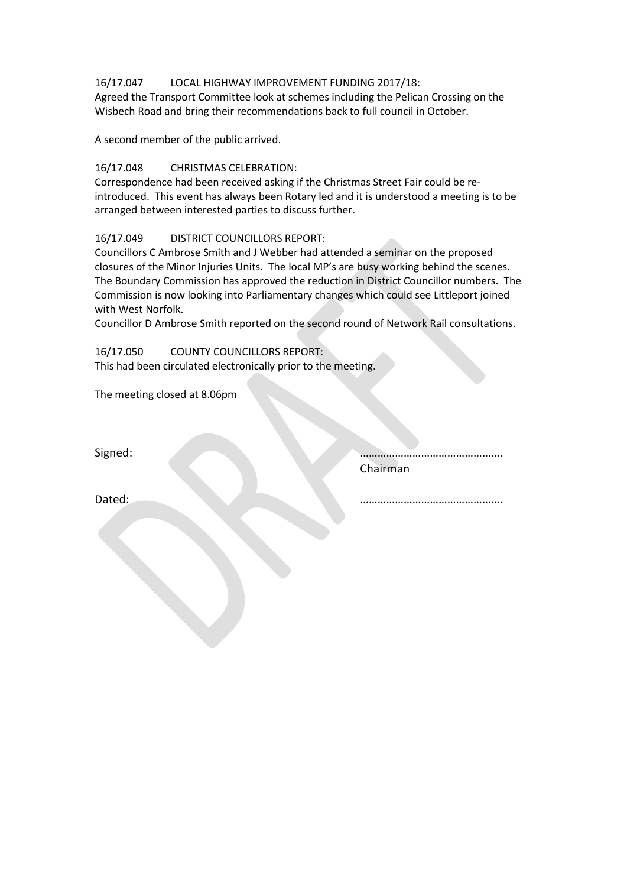16/17.047 LOCAL HIGHWAY IMPROVEMENT FUNDING 2017/18:
Agreed the Transport Committee look at schemes including the Pelican Crossing on the Wisbech Road and bring their recommendations back to full council in October.

A second member of the public arrived.

16/17.048 CHRISTMAS CELEBRATION:
Correspondence had been received asking if the Christmas Street Fair could be re-introduced. This event has always been Rotary led and it is understood a meeting is to be arranged between interested parties to discuss further.

16/17.049 DISTRICT COUNCILLORS REPORT:
Councillors C Ambrose Smith and J Webber had attended a seminar on the proposed closures of the Minor Injuries Units. The local MP's are busy working behind the scenes. The Boundary Commission has approved the reduction in District Councillor numbers. The Commission is now looking into Parliamentary changes which could see Littleport joined with West Norfolk.
Councillor D Ambrose Smith reported on the second round of Network Rail consultations.

16/17.050 COUNTY COUNCILLORS REPORT:
This had been circulated electronically prior to the meeting.

The meeting closed at 8.06pm

Signed: ………………………………………….
Chairman

Dated: ………………………………………….

DRAFT